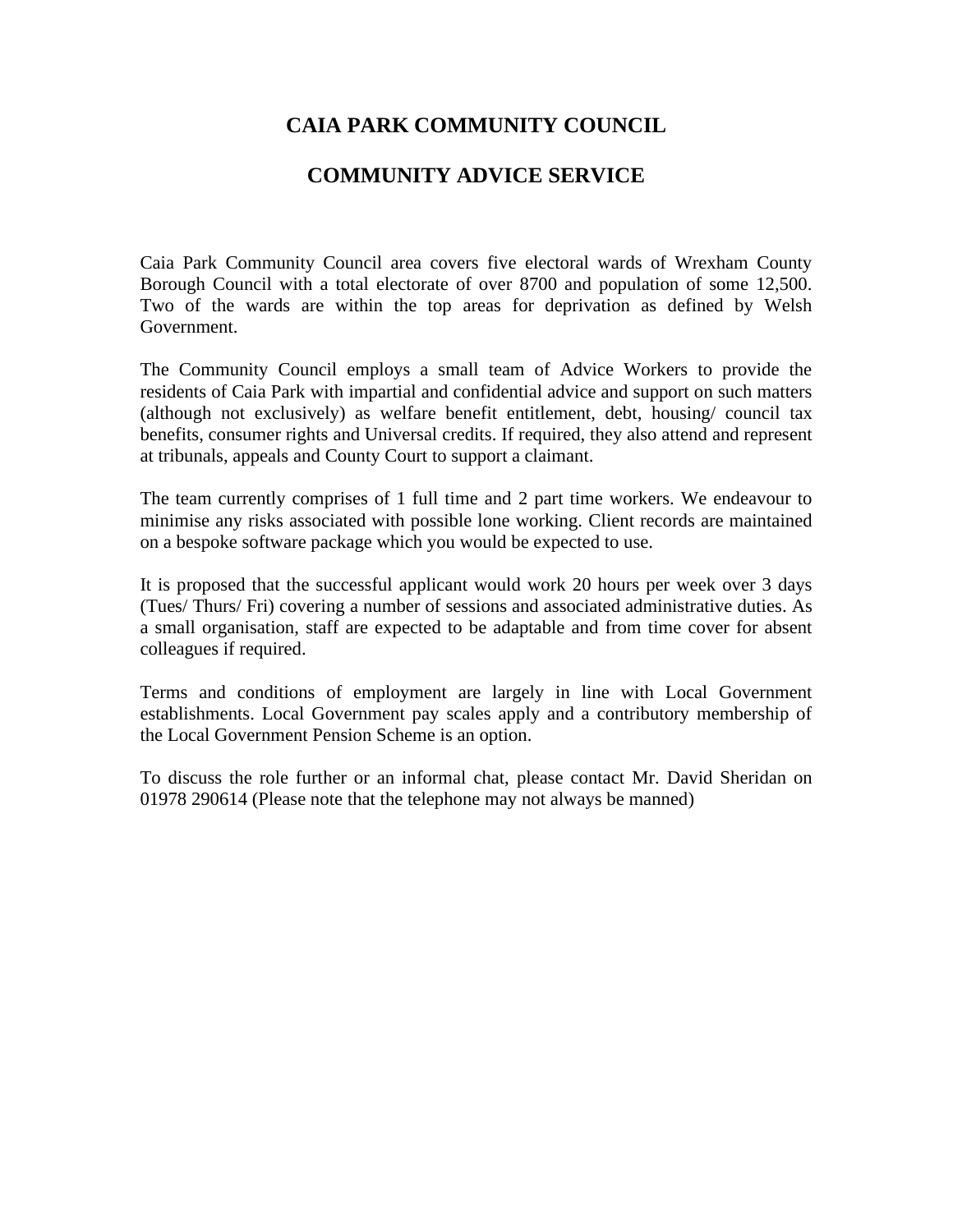# CAIA PARK COMMUNITY COUNCIL

## COMMUNITY ADVICE SERVICE

Caia Park Community Council area covers five electoral wards of Wrexham County Borough Council with a total electorate of over 8700 and population of some 12,500. Two of the wards are within the top areas for deprivation as defined by Welsh Government.

The Community Council employs a small team of Advice Workers to provide the residents of Caia Park with impartial and confidential advice and support on such matters (although not exclusively) as welfare benefit entitlement, debt, housing/ council tax benefits, consumer rights and Universal credits. If required, they also attend and represent at tribunals, appeals and County Court to support a claimant.

The team currently comprises of 1 full time and 2 part time workers. We endeavour to minimise any risks associated with possible lone working. Client records are maintained on a bespoke software package which you would be expected to use.

It is proposed that the successful applicant would work 20 hours per week over 3 days (Tues/ Thurs/ Fri) covering a number of sessions and associated administrative duties. As a small organisation, staff are expected to be adaptable and from time cover for absent colleagues if required.

Terms and conditions of employment are largely in line with Local Government establishments. Local Government pay scales apply and a contributory membership of the Local Government Pension Scheme is an option.

To discuss the role further or an informal chat, please contact Mr. David Sheridan on 01978 290614 (Please note that the telephone may not always be manned)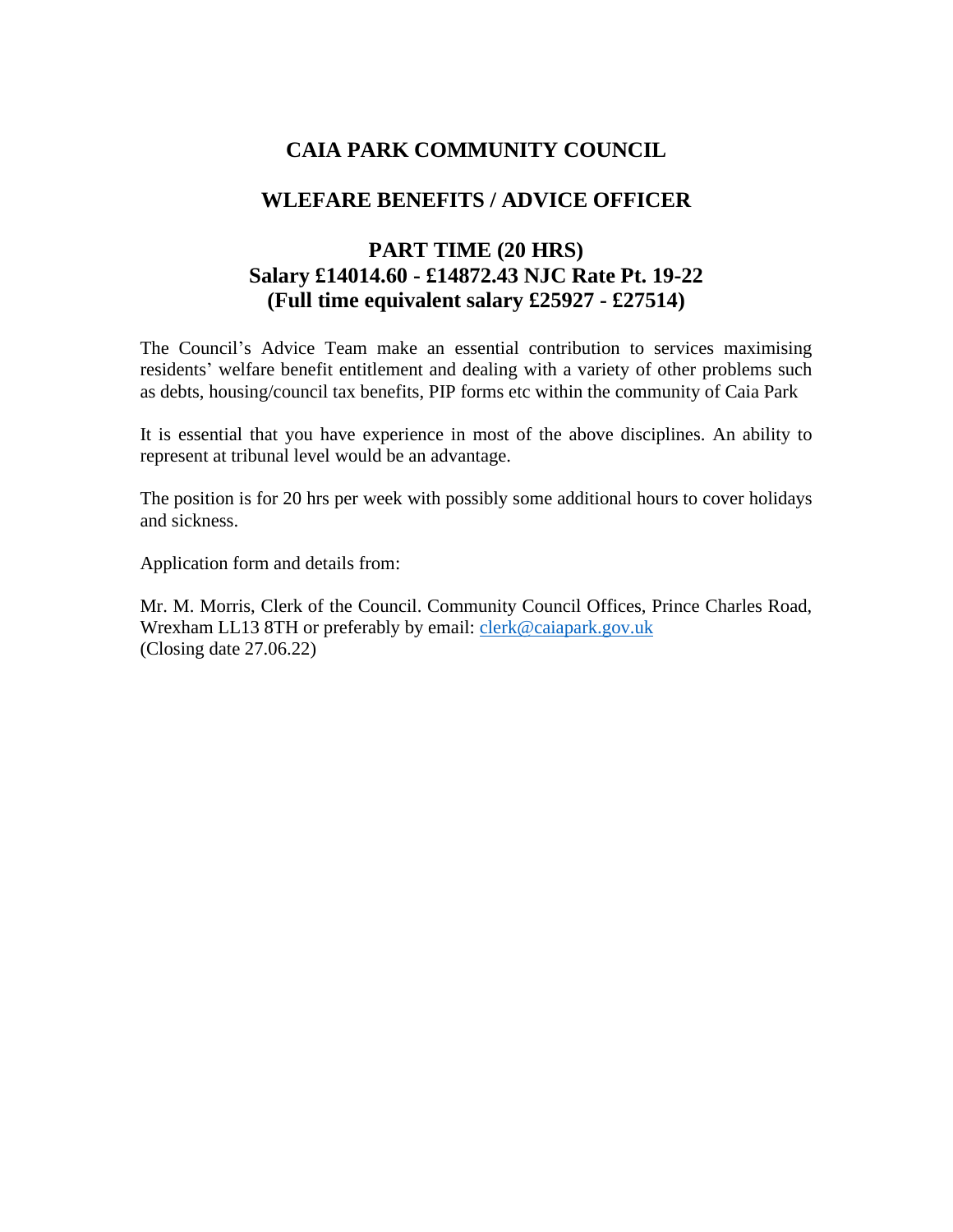# CAIA PARK COMMUNITY COUNCIL

## WLEFARE BENEFITS / ADVICE OFFICER

## PART TIME (20 HRS)
## Salary £14014.60 - £14872.43 NJC Rate Pt. 19-22
## (Full time equivalent salary £25927 - £27514)

The Council's Advice Team make an essential contribution to services maximising residents' welfare benefit entitlement and dealing with a variety of other problems such as debts, housing/council tax benefits, PIP forms etc within the community of Caia Park

It is essential that you have experience in most of the above disciplines. An ability to represent at tribunal level would be an advantage.

The position is for 20 hrs per week with possibly some additional hours to cover holidays and sickness.

Application form and details from:

Mr. M. Morris, Clerk of the Council. Community Council Offices, Prince Charles Road, Wrexham LL13 8TH or preferably by email: clerk@caiapark.gov.uk
(Closing date 27.06.22)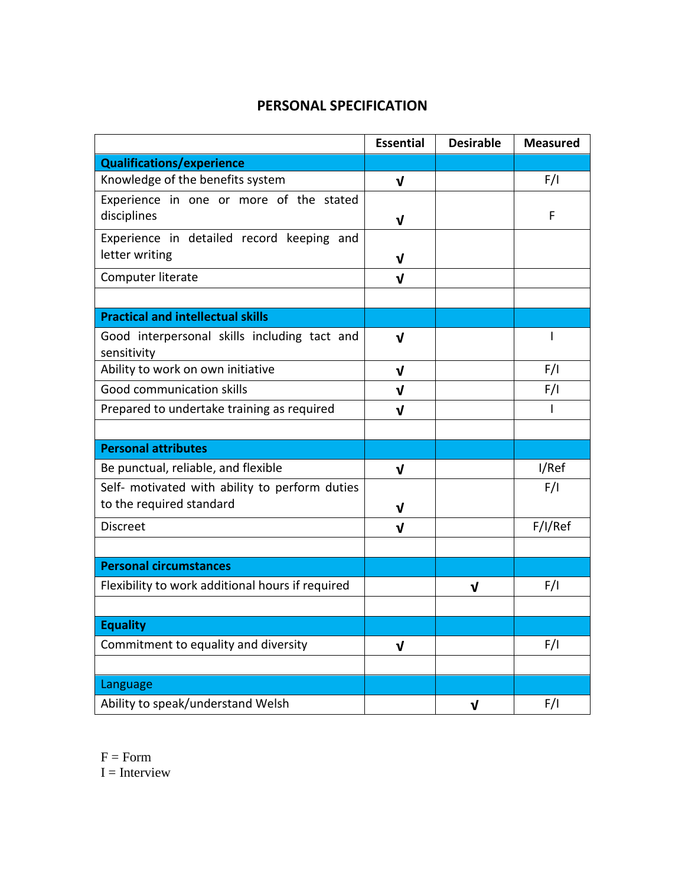# PERSONAL SPECIFICATION

| | Essential | Desirable | Measured |
|---|---|---|---|
| **Qualifications/experience** | | | |
| Knowledge of the benefits system | √ | | F/I |
| Experience in one or more of the stated disciplines | √ | | F |
| Experience in detailed record keeping and letter writing | √ | | |
| Computer literate | √ | | |
| | | | |
| **Practical and intellectual skills** | | | |
| Good interpersonal skills including tact and sensitivity | √ | | I |
| Ability to work on own initiative | √ | | F/I |
| Good communication skills | √ | | F/I |
| Prepared to undertake training as required | √ | | I |
| | | | |
| **Personal attributes** | | | |
| Be punctual, reliable, and flexible | √ | | I/Ref |
| Self- motivated with ability to perform duties to the required standard | √ | | F/I |
| Discreet | √ | | F/I/Ref |
| | | | |
| **Personal circumstances** | | | |
| Flexibility to work additional hours if required | | √ | F/I |
| | | | |
| **Equality** | | | |
| Commitment to equality and diversity | √ | | F/I |
| | | | |
| Language | | | |
| Ability to speak/understand Welsh | | √ | F/I |

F = Form
I = Interview